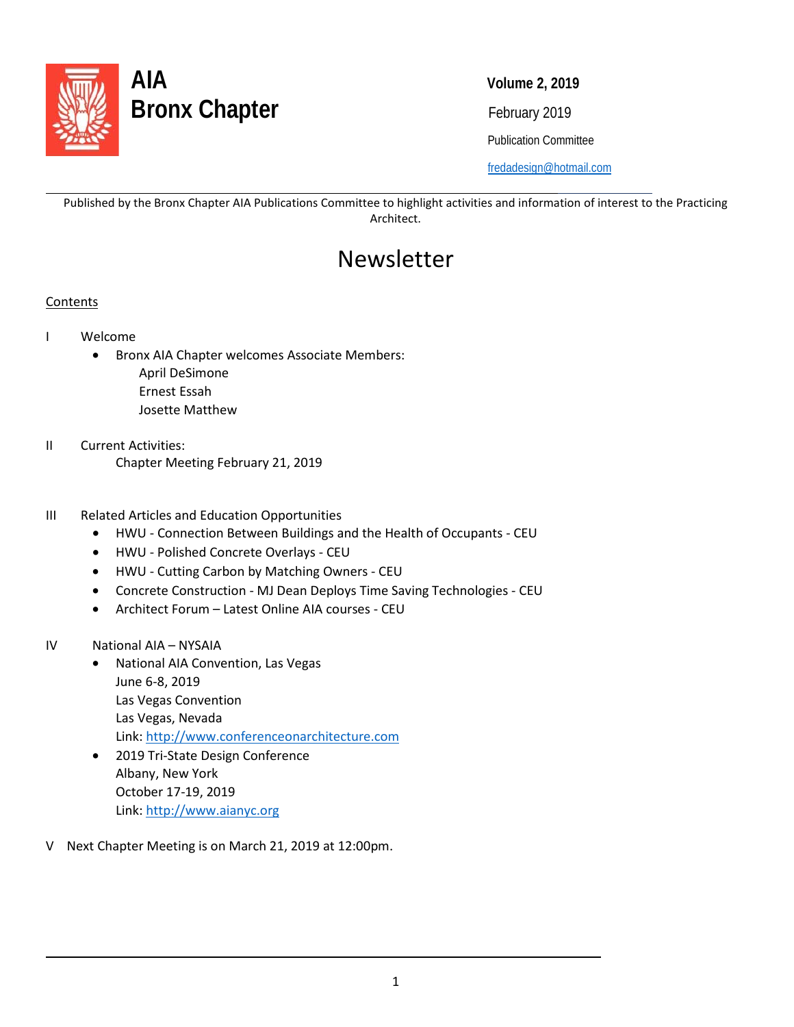# AIA Bronx Chapter

**Volume 2, 2019**

February 2019

Publication Committee

fredadesign@hotmail.com

---

Published by the Bronx Chapter AIA Publications Committee to highlight activities and information of interest to the Practicing Architect.

# Newsletter

Contents

I Welcome

- Bronx AIA Chapter welcomes Associate Members:
  - April DeSimone
  - Ernest Essah
  - Josette Matthew

II Current Activities:

Chapter Meeting February 21, 2019

III Related Articles and Education Opportunities

- HWU - Connection Between Buildings and the Health of Occupants - CEU
- HWU - Polished Concrete Overlays - CEU
- HWU - Cutting Carbon by Matching Owners - CEU
- Concrete Construction - MJ Dean Deploys Time Saving Technologies - CEU
- Architect Forum – Latest Online AIA courses - CEU

IV National AIA – NYSAIA

- National AIA Convention, Las Vegas
  June 6-8, 2019
  Las Vegas Convention
  Las Vegas, Nevada
  Link: http://www.conferenceonarchitecture.com
- 2019 Tri-State Design Conference
  Albany, New York
  October 17-19, 2019
  Link: http://www.aianyc.org

V Next Chapter Meeting is on March 21, 2019 at 12:00pm.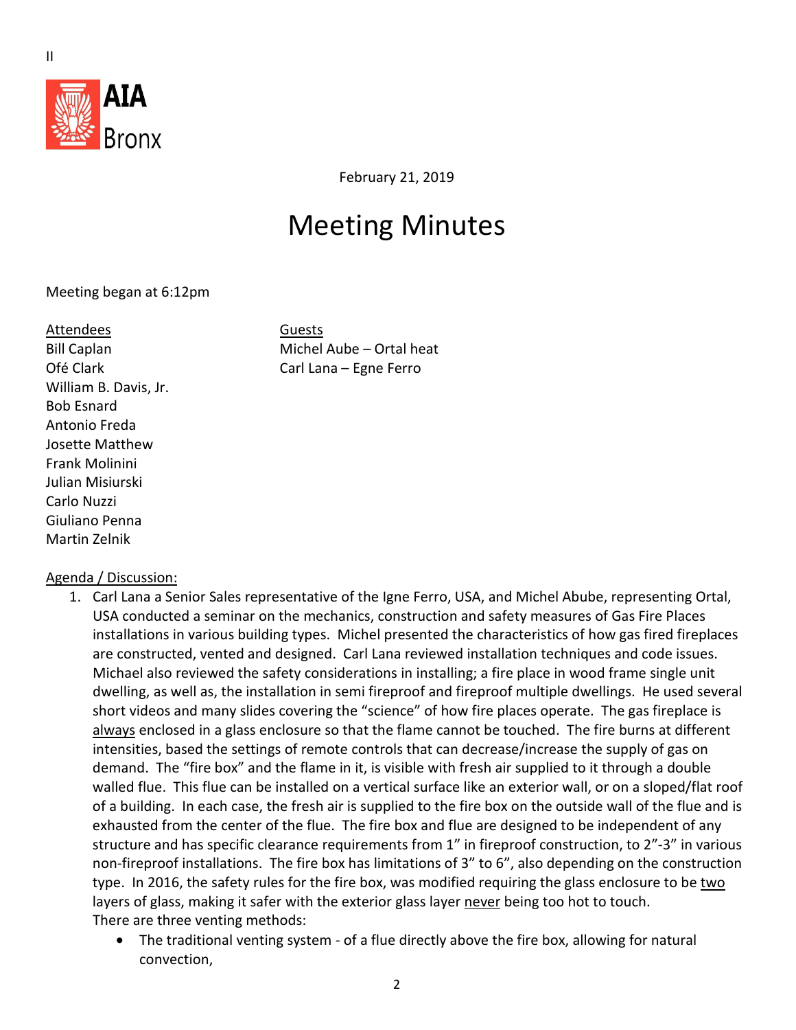II

AIA Bronx

February 21, 2019

# Meeting Minutes

Meeting began at 6:12pm

| Attendees | Guests |
|---|---|
| Bill Caplan | Michel Aube – Ortal heat |
| Ofé Clark | Carl Lana – Egne Ferro |
| William B. Davis, Jr. | |
| Bob Esnard | |
| Antonio Freda | |
| Josette Matthew | |
| Frank Molinini | |
| Julian Misiurski | |
| Carlo Nuzzi | |
| Giuliano Penna | |
| Martin Zelnik | |

Agenda / Discussion:

1. Carl Lana a Senior Sales representative of the Igne Ferro, USA, and Michel Abube, representing Ortal, USA conducted a seminar on the mechanics, construction and safety measures of Gas Fire Places installations in various building types. Michel presented the characteristics of how gas fired fireplaces are constructed, vented and designed. Carl Lana reviewed installation techniques and code issues. Michael also reviewed the safety considerations in installing; a fire place in wood frame single unit dwelling, as well as, the installation in semi fireproof and fireproof multiple dwellings. He used several short videos and many slides covering the "science" of how fire places operate. The gas fireplace is always enclosed in a glass enclosure so that the flame cannot be touched. The fire burns at different intensities, based the settings of remote controls that can decrease/increase the supply of gas on demand. The "fire box" and the flame in it, is visible with fresh air supplied to it through a double walled flue. This flue can be installed on a vertical surface like an exterior wall, or on a sloped/flat roof of a building. In each case, the fresh air is supplied to the fire box on the outside wall of the flue and is exhausted from the center of the flue. The fire box and flue are designed to be independent of any structure and has specific clearance requirements from 1" in fireproof construction, to 2"-3" in various non-fireproof installations. The fire box has limitations of 3" to 6", also depending on the construction type. In 2016, the safety rules for the fire box, was modified requiring the glass enclosure to be two layers of glass, making it safer with the exterior glass layer never being too hot to touch.
   There are three venting methods:
   - The traditional venting system - of a flue directly above the fire box, allowing for natural convection,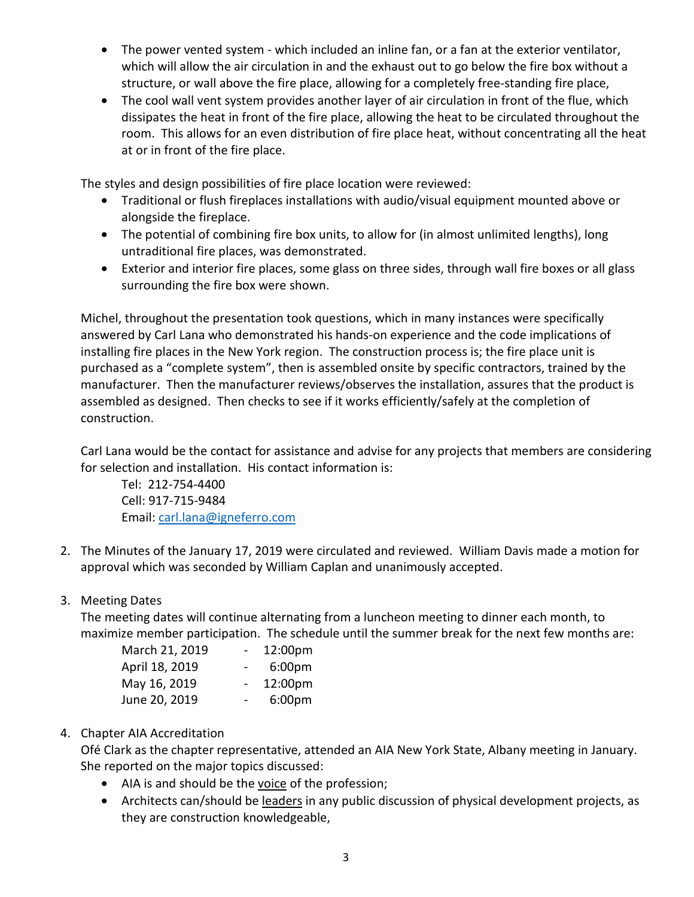- The power vented system - which included an inline fan, or a fan at the exterior ventilator, which will allow the air circulation in and the exhaust out to go below the fire box without a structure, or wall above the fire place, allowing for a completely free-standing fire place,
- The cool wall vent system provides another layer of air circulation in front of the flue, which dissipates the heat in front of the fire place, allowing the heat to be circulated throughout the room. This allows for an even distribution of fire place heat, without concentrating all the heat at or in front of the fire place.

The styles and design possibilities of fire place location were reviewed:

- Traditional or flush fireplaces installations with audio/visual equipment mounted above or alongside the fireplace.
- The potential of combining fire box units, to allow for (in almost unlimited lengths), long untraditional fire places, was demonstrated.
- Exterior and interior fire places, some glass on three sides, through wall fire boxes or all glass surrounding the fire box were shown.

Michel, throughout the presentation took questions, which in many instances were specifically answered by Carl Lana who demonstrated his hands-on experience and the code implications of installing fire places in the New York region. The construction process is; the fire place unit is purchased as a "complete system", then is assembled onsite by specific contractors, trained by the manufacturer. Then the manufacturer reviews/observes the installation, assures that the product is assembled as designed. Then checks to see if it works efficiently/safely at the completion of construction.

Carl Lana would be the contact for assistance and advise for any projects that members are considering for selection and installation. His contact information is:

Tel: 212-754-4400
Cell: 917-715-9484
Email: carl.lana@igneferro.com

2. The Minutes of the January 17, 2019 were circulated and reviewed. William Davis made a motion for approval which was seconded by William Caplan and unanimously accepted.

3. Meeting Dates

   The meeting dates will continue alternating from a luncheon meeting to dinner each month, to maximize member participation. The schedule until the summer break for the next few months are:

   March 21, 2019 - 12:00pm
   April 18, 2019 - 6:00pm
   May 16, 2019 - 12:00pm
   June 20, 2019 - 6:00pm

4. Chapter AIA Accreditation

   Ofé Clark as the chapter representative, attended an AIA New York State, Albany meeting in January. She reported on the major topics discussed:

   - AIA is and should be the voice of the profession;
   - Architects can/should be leaders in any public discussion of physical development projects, as they are construction knowledgeable,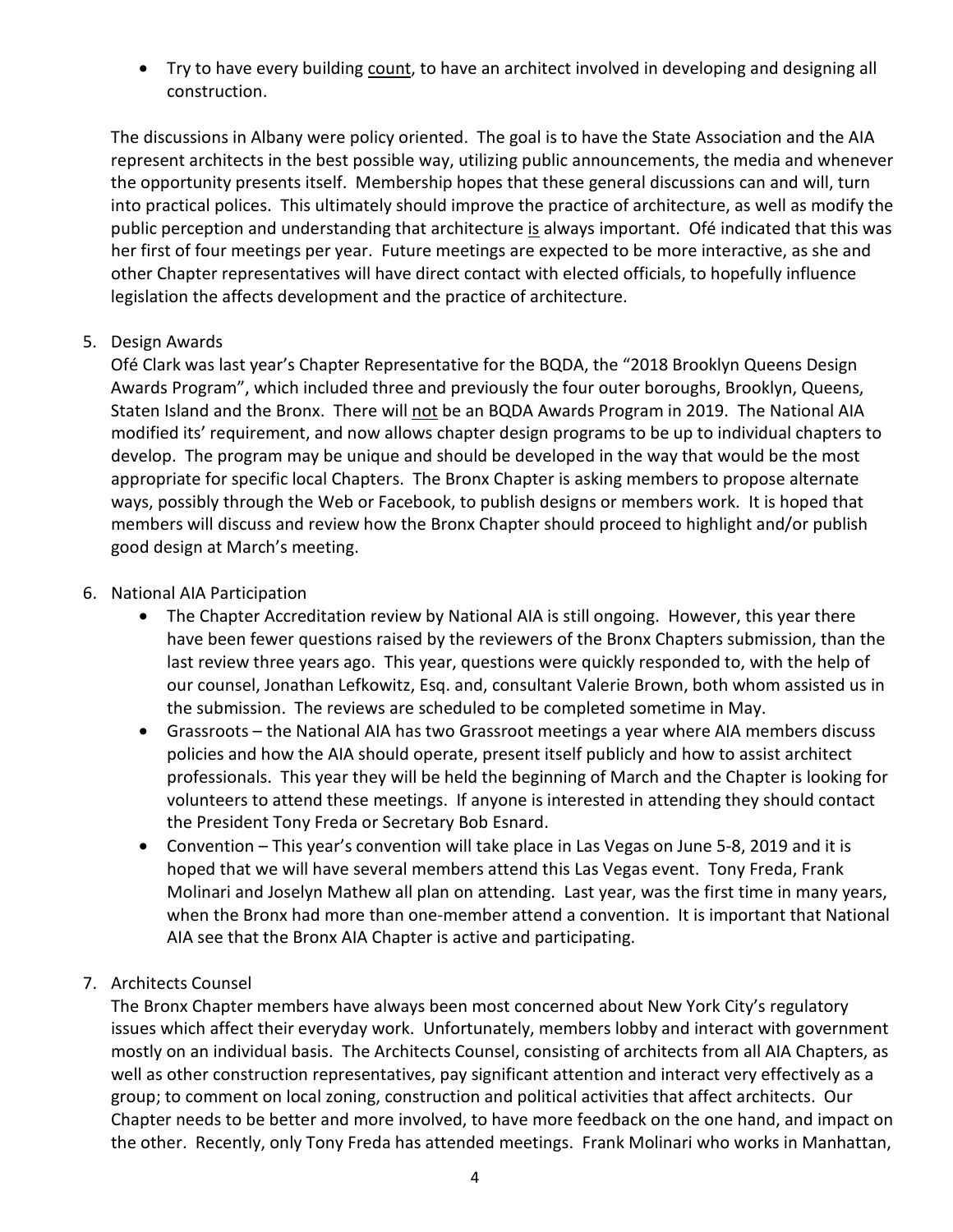- Try to have every building <u>count</u>, to have an architect involved in developing and designing all construction.

The discussions in Albany were policy oriented. The goal is to have the State Association and the AIA represent architects in the best possible way, utilizing public announcements, the media and whenever the opportunity presents itself. Membership hopes that these general discussions can and will, turn into practical polices. This ultimately should improve the practice of architecture, as well as modify the public perception and understanding that architecture <u>is</u> always important. Ofé indicated that this was her first of four meetings per year. Future meetings are expected to be more interactive, as she and other Chapter representatives will have direct contact with elected officials, to hopefully influence legislation the affects development and the practice of architecture.

5. Design Awards
   Ofé Clark was last year's Chapter Representative for the BQDA, the "2018 Brooklyn Queens Design Awards Program", which included three and previously the four outer boroughs, Brooklyn, Queens, Staten Island and the Bronx. There will <u>not</u> be an BQDA Awards Program in 2019. The National AIA modified its' requirement, and now allows chapter design programs to be up to individual chapters to develop. The program may be unique and should be developed in the way that would be the most appropriate for specific local Chapters. The Bronx Chapter is asking members to propose alternate ways, possibly through the Web or Facebook, to publish designs or members work. It is hoped that members will discuss and review how the Bronx Chapter should proceed to highlight and/or publish good design at March's meeting.

6. National AIA Participation
   - The Chapter Accreditation review by National AIA is still ongoing. However, this year there have been fewer questions raised by the reviewers of the Bronx Chapters submission, than the last review three years ago. This year, questions were quickly responded to, with the help of our counsel, Jonathan Lefkowitz, Esq. and, consultant Valerie Brown, both whom assisted us in the submission. The reviews are scheduled to be completed sometime in May.
   - Grassroots – the National AIA has two Grassroot meetings a year where AIA members discuss policies and how the AIA should operate, present itself publicly and how to assist architect professionals. This year they will be held the beginning of March and the Chapter is looking for volunteers to attend these meetings. If anyone is interested in attending they should contact the President Tony Freda or Secretary Bob Esnard.
   - Convention – This year's convention will take place in Las Vegas on June 5-8, 2019 and it is hoped that we will have several members attend this Las Vegas event. Tony Freda, Frank Molinari and Joselyn Mathew all plan on attending. Last year, was the first time in many years, when the Bronx had more than one-member attend a convention. It is important that National AIA see that the Bronx AIA Chapter is active and participating.

7. Architects Counsel
   The Bronx Chapter members have always been most concerned about New York City's regulatory issues which affect their everyday work. Unfortunately, members lobby and interact with government mostly on an individual basis. The Architects Counsel, consisting of architects from all AIA Chapters, as well as other construction representatives, pay significant attention and interact very effectively as a group; to comment on local zoning, construction and political activities that affect architects. Our Chapter needs to be better and more involved, to have more feedback on the one hand, and impact on the other. Recently, only Tony Freda has attended meetings. Frank Molinari who works in Manhattan,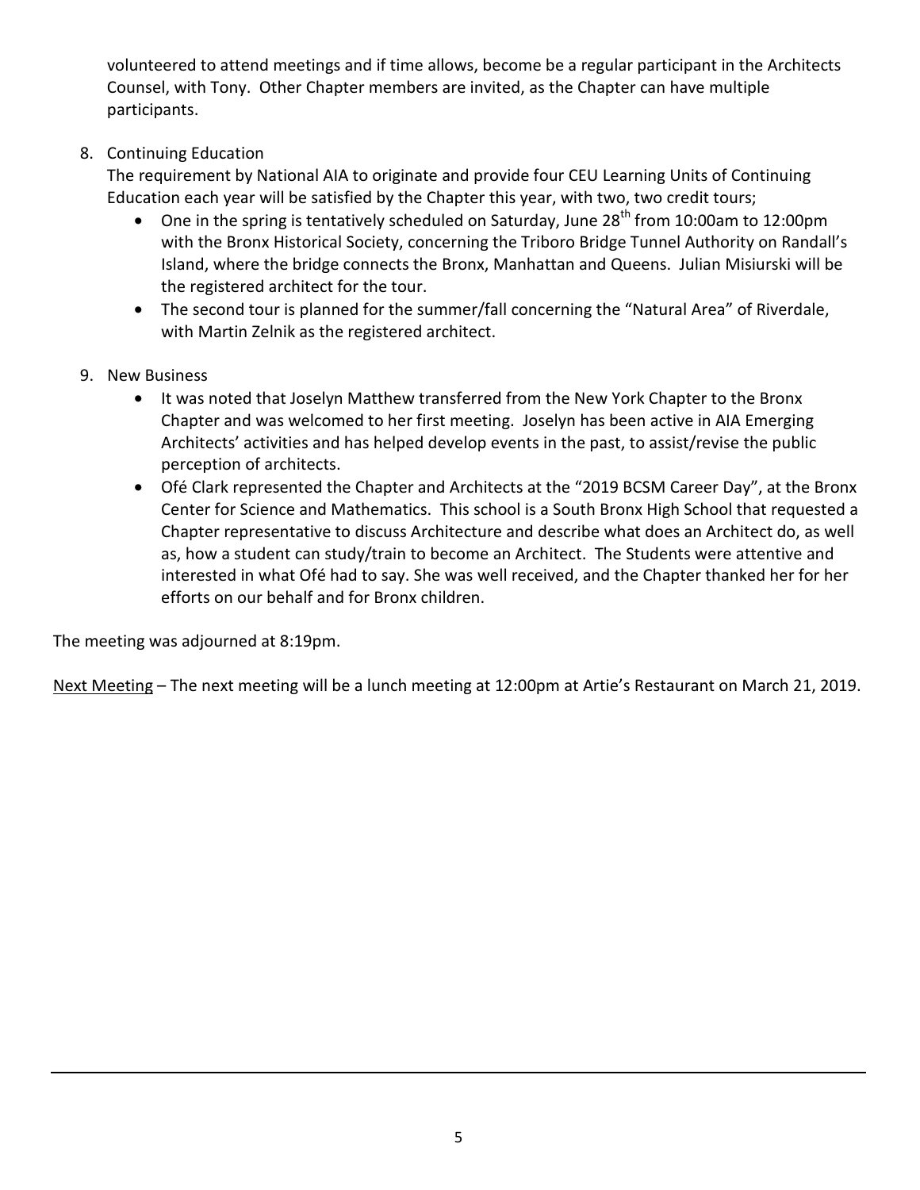volunteered to attend meetings and if time allows, become be a regular participant in the Architects Counsel, with Tony. Other Chapter members are invited, as the Chapter can have multiple participants.

8. Continuing Education

   The requirement by National AIA to originate and provide four CEU Learning Units of Continuing Education each year will be satisfied by the Chapter this year, with two, two credit tours;

   - One in the spring is tentatively scheduled on Saturday, June 28th from 10:00am to 12:00pm with the Bronx Historical Society, concerning the Triboro Bridge Tunnel Authority on Randall's Island, where the bridge connects the Bronx, Manhattan and Queens. Julian Misiurski will be the registered architect for the tour.
   - The second tour is planned for the summer/fall concerning the "Natural Area" of Riverdale, with Martin Zelnik as the registered architect.

9. New Business

   - It was noted that Joselyn Matthew transferred from the New York Chapter to the Bronx Chapter and was welcomed to her first meeting. Joselyn has been active in AIA Emerging Architects' activities and has helped develop events in the past, to assist/revise the public perception of architects.
   - Ofé Clark represented the Chapter and Architects at the "2019 BCSM Career Day", at the Bronx Center for Science and Mathematics. This school is a South Bronx High School that requested a Chapter representative to discuss Architecture and describe what does an Architect do, as well as, how a student can study/train to become an Architect. The Students were attentive and interested in what Ofé had to say. She was well received, and the Chapter thanked her for her efforts on our behalf and for Bronx children.

The meeting was adjourned at 8:19pm.

<u>Next Meeting</u> – The next meeting will be a lunch meeting at 12:00pm at Artie's Restaurant on March 21, 2019.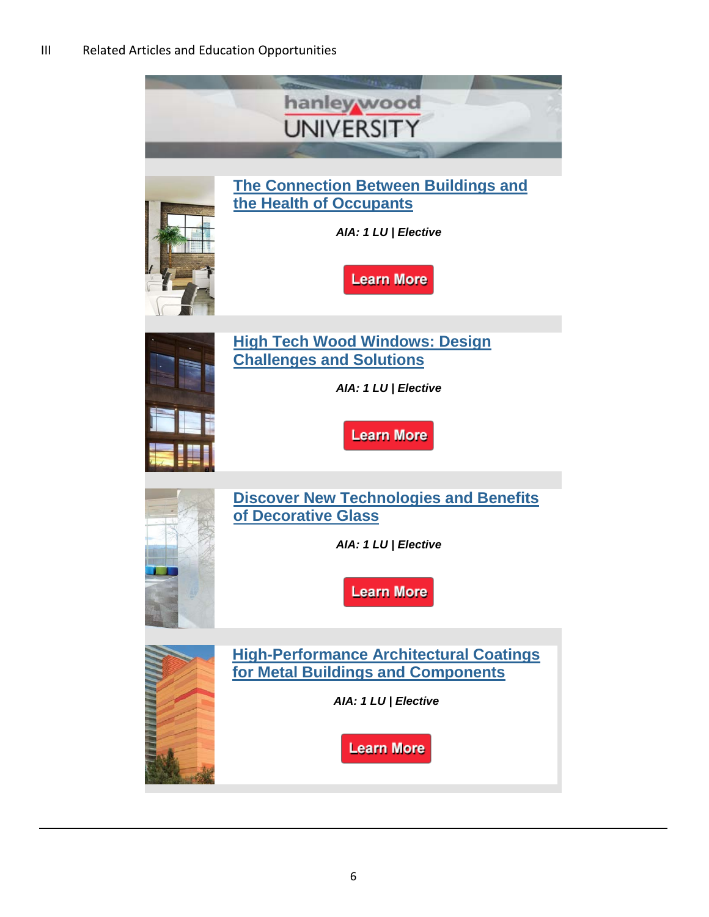## III Related Articles and Education Opportunities

hanley wood UNIVERSITY

### The Connection Between Buildings and the Health of Occupants

***AIA: 1 LU | Elective***

Learn More

### High Tech Wood Windows: Design Challenges and Solutions

***AIA: 1 LU | Elective***

Learn More

### Discover New Technologies and Benefits of Decorative Glass

***AIA: 1 LU | Elective***

Learn More

### High-Performance Architectural Coatings for Metal Buildings and Components

***AIA: 1 LU | Elective***

Learn More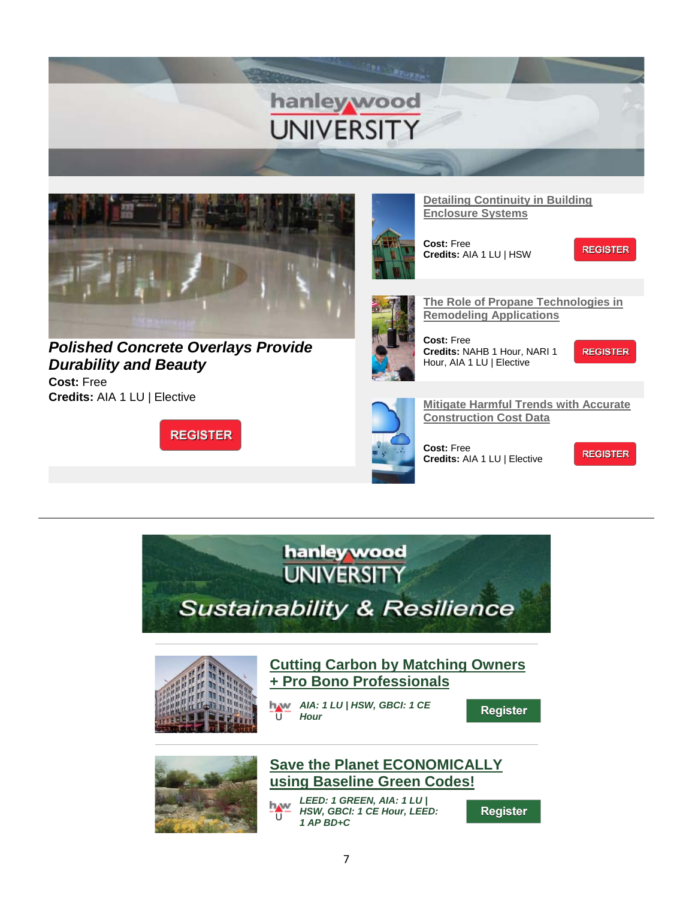# hanley wood UNIVERSITY

### *Polished Concrete Overlays Provide Durability and Beauty*

**Cost:** Free
**Credits:** AIA 1 LU | Elective

REGISTER

### Detailing Continuity in Building Enclosure Systems

**Cost:** Free
**Credits:** AIA 1 LU | HSW

REGISTER

### The Role of Propane Technologies in Remodeling Applications

**Cost:** Free
**Credits:** NAHB 1 Hour, NARI 1 Hour, AIA 1 LU | Elective

REGISTER

### Mitigate Harmful Trends with Accurate Construction Cost Data

**Cost:** Free
**Credits:** AIA 1 LU | Elective

REGISTER

---

# hanley wood UNIVERSITY — *Sustainability & Resilience*

### Cutting Carbon by Matching Owners + Pro Bono Professionals

***AIA: 1 LU | HSW, GBCI: 1 CE Hour***

Register

### Save the Planet ECONOMICALLY using Baseline Green Codes!

***LEED: 1 GREEN, AIA: 1 LU | HSW, GBCI: 1 CE Hour, LEED: 1 AP BD+C***

Register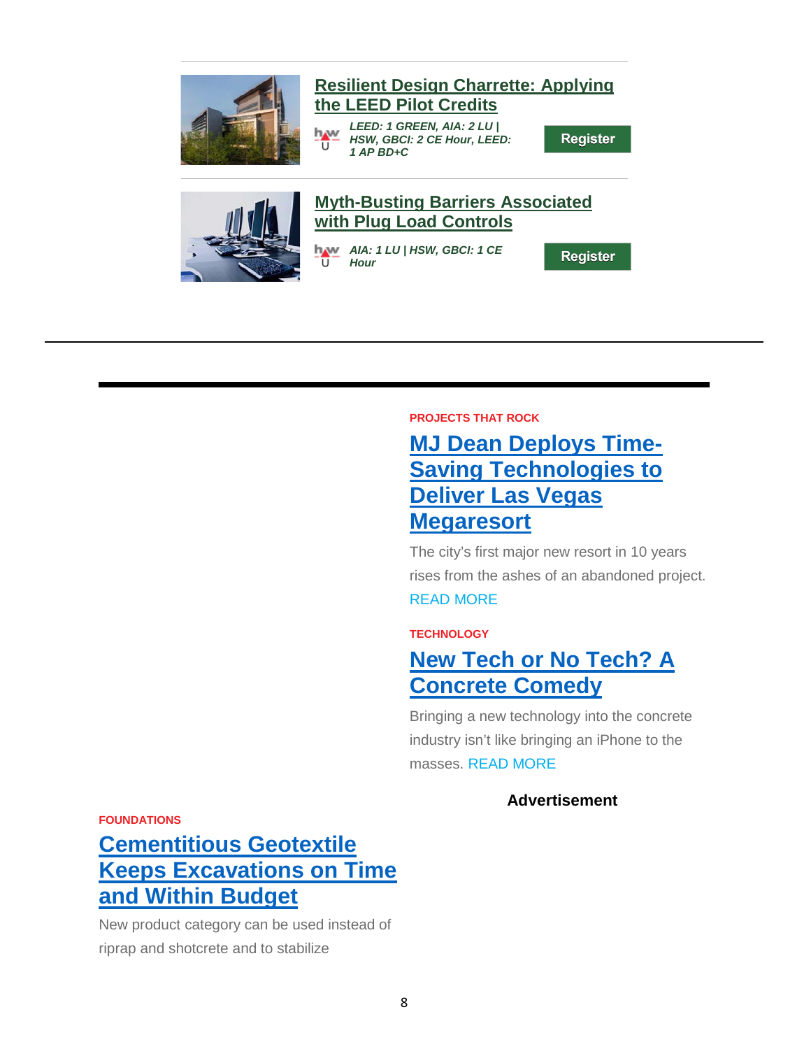### Resilient Design Charrette: Applying the LEED Pilot Credits

*LEED: 1 GREEN, AIA: 2 LU | HSW, GBCI: 2 CE Hour, LEED: 1 AP BD+C*

Register

### Myth-Busting Barriers Associated with Plug Load Controls

*AIA: 1 LU | HSW, GBCI: 1 CE Hour*

Register

---

PROJECTS THAT ROCK

## MJ Dean Deploys Time-Saving Technologies to Deliver Las Vegas Megaresort

The city's first major new resort in 10 years rises from the ashes of an abandoned project. READ MORE

TECHNOLOGY

## New Tech or No Tech? A Concrete Comedy

Bringing a new technology into the concrete industry isn't like bringing an iPhone to the masses. READ MORE

**Advertisement**

FOUNDATIONS

## Cementitious Geotextile Keeps Excavations on Time and Within Budget

New product category can be used instead of riprap and shotcrete and to stabilize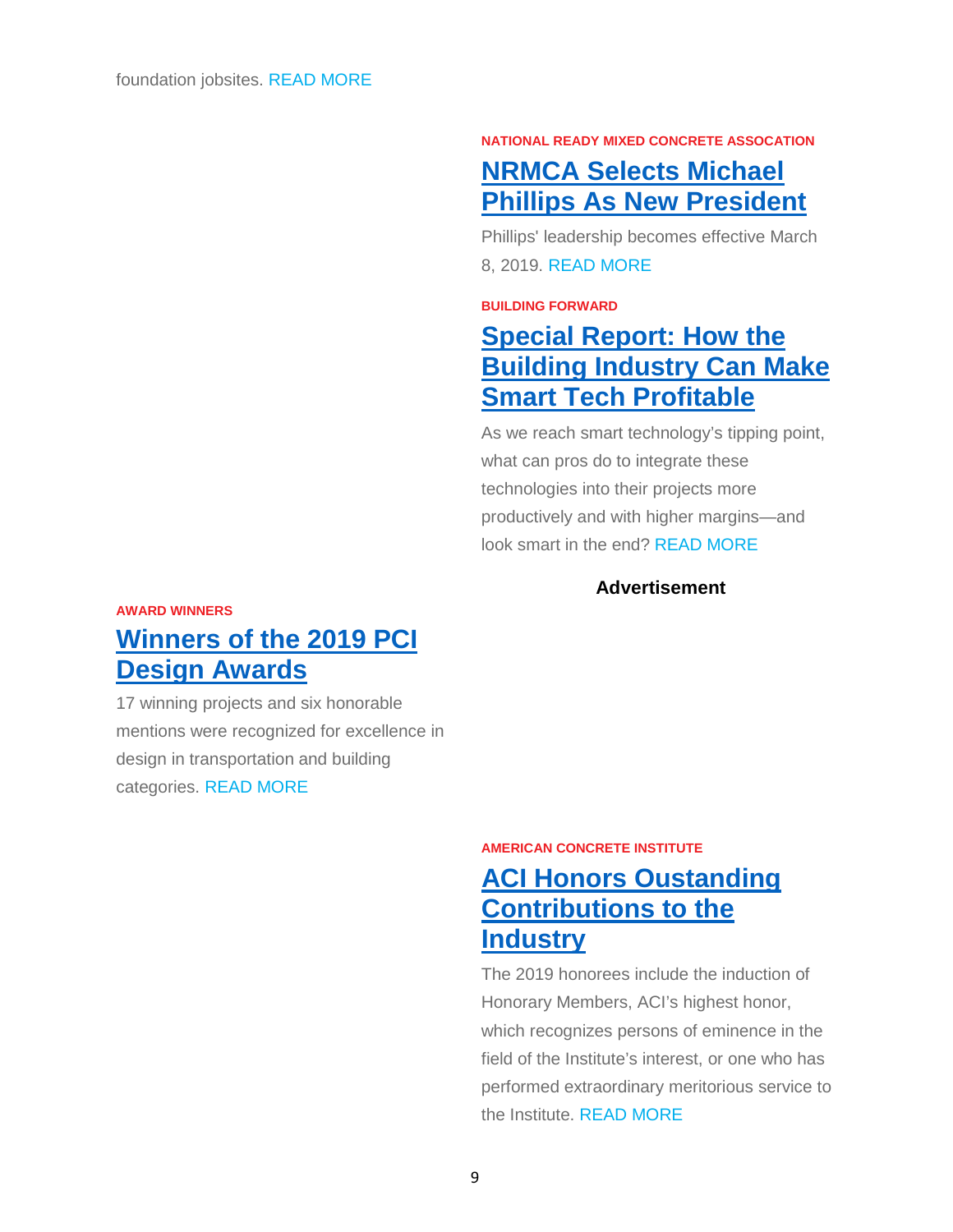foundation jobsites. READ MORE

NATIONAL READY MIXED CONCRETE ASSOCATION

## NRMCA Selects Michael Phillips As New President

Phillips' leadership becomes effective March 8, 2019. READ MORE

BUILDING FORWARD

## Special Report: How the Building Industry Can Make Smart Tech Profitable

As we reach smart technology's tipping point, what can pros do to integrate these technologies into their projects more productively and with higher margins—and look smart in the end? READ MORE

**Advertisement**

AWARD WINNERS

## Winners of the 2019 PCI Design Awards

17 winning projects and six honorable mentions were recognized for excellence in design in transportation and building categories. READ MORE

AMERICAN CONCRETE INSTITUTE

## ACI Honors Oustanding Contributions to the Industry

The 2019 honorees include the induction of Honorary Members, ACI's highest honor, which recognizes persons of eminence in the field of the Institute's interest, or one who has performed extraordinary meritorious service to the Institute. READ MORE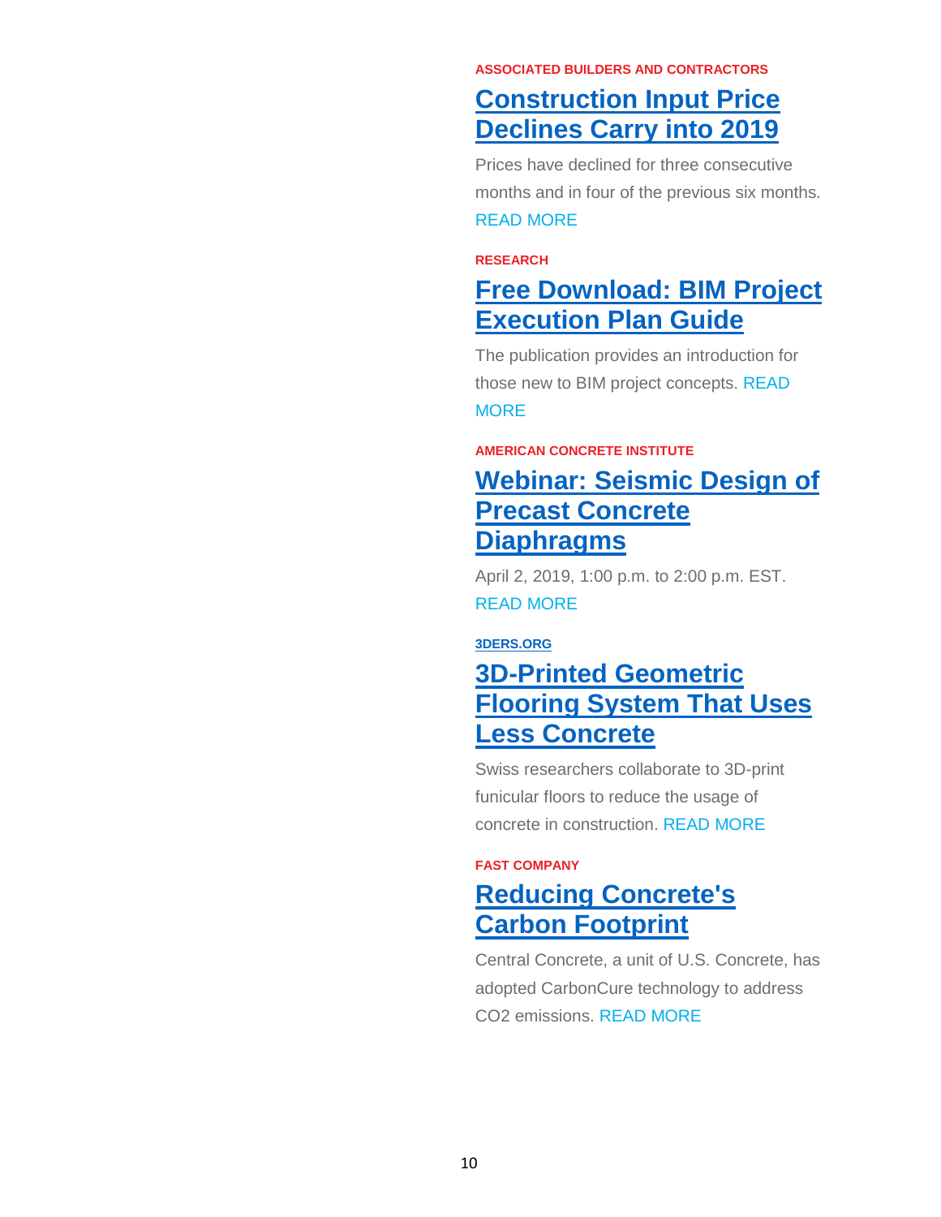**ASSOCIATED BUILDERS AND CONTRACTORS**

## Construction Input Price Declines Carry into 2019

Prices have declined for three consecutive months and in four of the previous six months. READ MORE

**RESEARCH**

## Free Download: BIM Project Execution Plan Guide

The publication provides an introduction for those new to BIM project concepts. READ MORE

**AMERICAN CONCRETE INSTITUTE**

## Webinar: Seismic Design of Precast Concrete Diaphragms

April 2, 2019, 1:00 p.m. to 2:00 p.m. EST. READ MORE

**3DERS.ORG**

## 3D-Printed Geometric Flooring System That Uses Less Concrete

Swiss researchers collaborate to 3D-print funicular floors to reduce the usage of concrete in construction. READ MORE

**FAST COMPANY**

## Reducing Concrete's Carbon Footprint

Central Concrete, a unit of U.S. Concrete, has adopted CarbonCure technology to address $CO_2$ emissions. READ MORE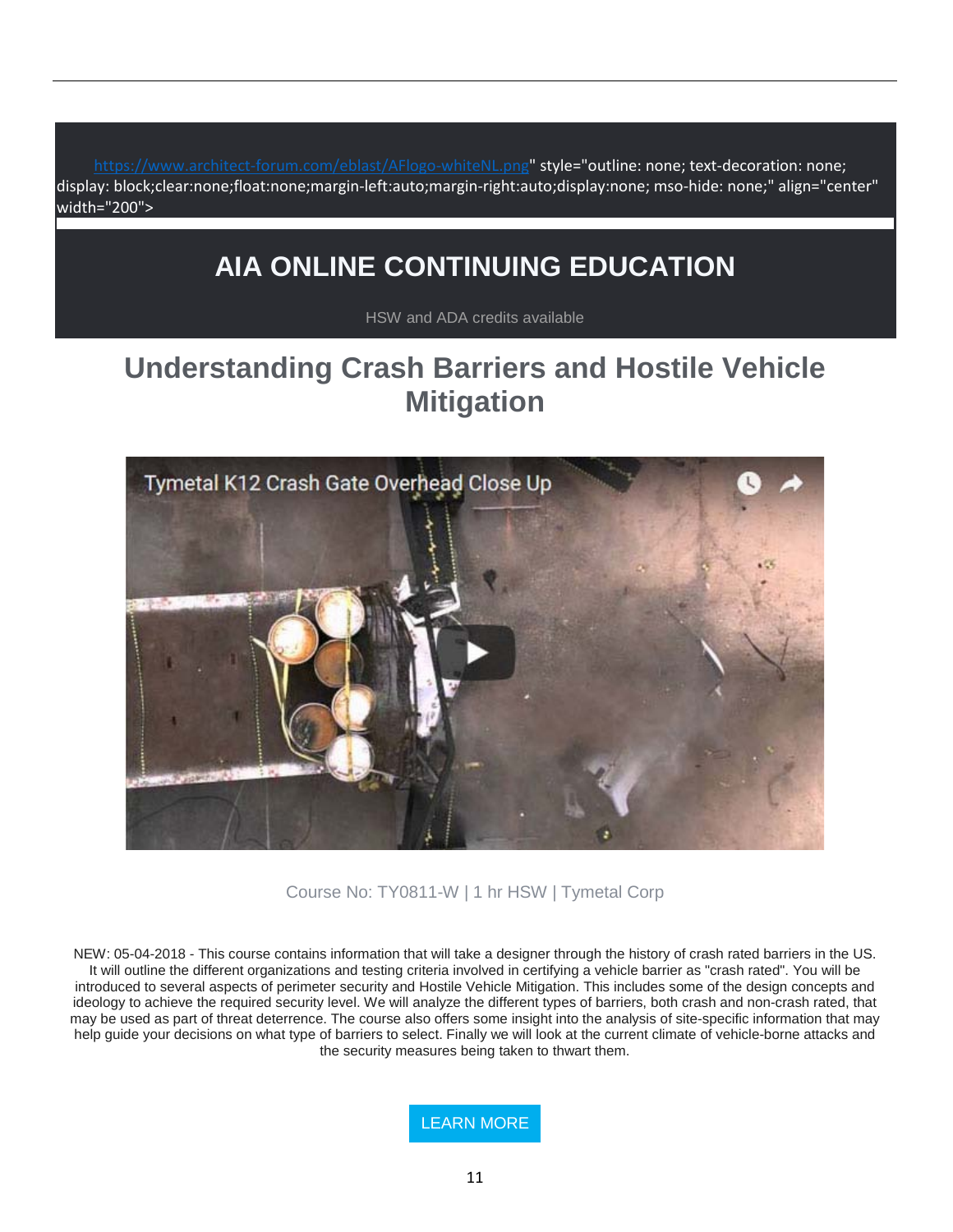https://www.architect-forum.com/eblast/AFlogo-whiteNL.png" style="outline: none; text-decoration: none; display: block;clear:none;float:none;margin-left:auto;margin-right:auto;display:none; mso-hide: none;" align="center" width="200">

# AIA ONLINE CONTINUING EDUCATION

HSW and ADA credits available

## Understanding Crash Barriers and Hostile Vehicle Mitigation

Tymetal K12 Crash Gate Overhead Close Up

Course No: TY0811-W | 1 hr HSW | Tymetal Corp

NEW: 05-04-2018 - This course contains information that will take a designer through the history of crash rated barriers in the US. It will outline the different organizations and testing criteria involved in certifying a vehicle barrier as "crash rated". You will be introduced to several aspects of perimeter security and Hostile Vehicle Mitigation. This includes some of the design concepts and ideology to achieve the required security level. We will analyze the different types of barriers, both crash and non-crash rated, that may be used as part of threat deterrence. The course also offers some insight into the analysis of site-specific information that may help guide your decisions on what type of barriers to select. Finally we will look at the current climate of vehicle-borne attacks and the security measures being taken to thwart them.

LEARN MORE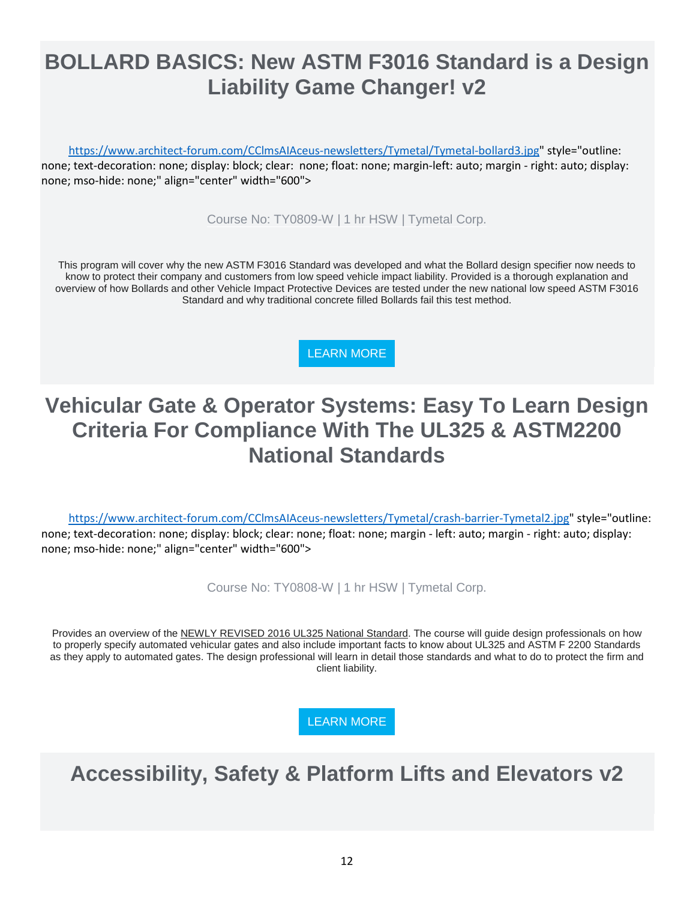# BOLLARD BASICS: New ASTM F3016 Standard is a Design Liability Game Changer! v2

https://www.architect-forum.com/CClmsAIAceus-newsletters/Tymetal/Tymetal-bollard3.jpg" style="outline: none; text-decoration: none; display: block; clear: none; float: none; margin-left: auto; margin - right: auto; display: none; mso-hide: none;" align="center" width="600">

Course No: TY0809-W | 1 hr HSW | Tymetal Corp.

This program will cover why the new ASTM F3016 Standard was developed and what the Bollard design specifier now needs to know to protect their company and customers from low speed vehicle impact liability. Provided is a thorough explanation and overview of how Bollards and other Vehicle Impact Protective Devices are tested under the new national low speed ASTM F3016 Standard and why traditional concrete filled Bollards fail this test method.

LEARN MORE

# Vehicular Gate & Operator Systems: Easy To Learn Design Criteria For Compliance With The UL325 & ASTM2200 National Standards

https://www.architect-forum.com/CClmsAIAceus-newsletters/Tymetal/crash-barrier-Tymetal2.jpg" style="outline: none; text-decoration: none; display: block; clear: none; float: none; margin - left: auto; margin - right: auto; display: none; mso-hide: none;" align="center" width="600">

Course No: TY0808-W | 1 hr HSW | Tymetal Corp.

Provides an overview of the NEWLY REVISED 2016 UL325 National Standard. The course will guide design professionals on how to properly specify automated vehicular gates and also include important facts to know about UL325 and ASTM F 2200 Standards as they apply to automated gates. The design professional will learn in detail those standards and what to do to protect the firm and client liability.

LEARN MORE

# Accessibility, Safety & Platform Lifts and Elevators v2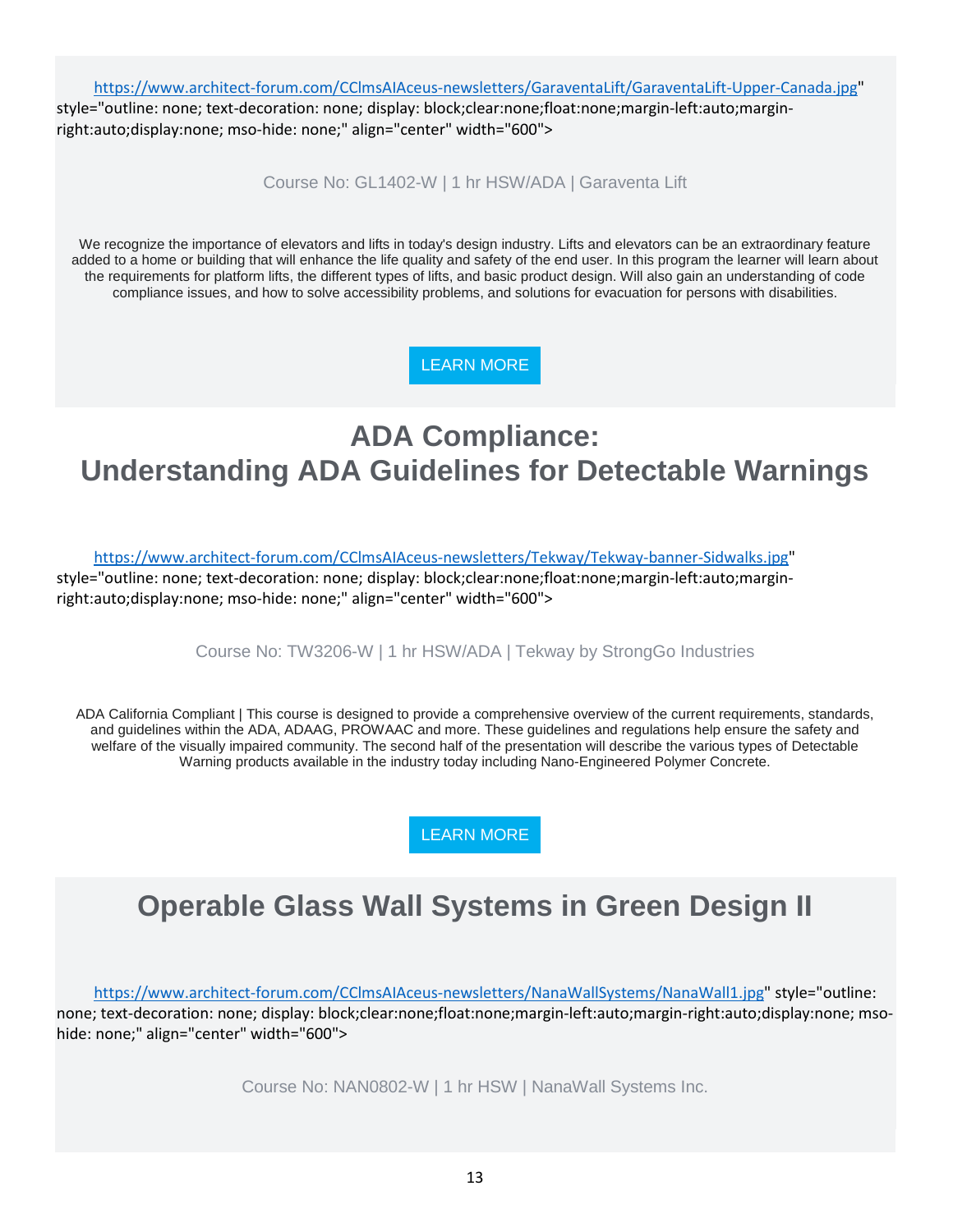https://www.architect-forum.com/CClmsAIAceus-newsletters/GaraventaLift/GaraventaLift-Upper-Canada.jpg" style="outline: none; text-decoration: none; display: block;clear:none;float:none;margin-left:auto;margin-right:auto;display:none; mso-hide: none;" align="center" width="600">

Course No: GL1402-W | 1 hr HSW/ADA | Garaventa Lift

We recognize the importance of elevators and lifts in today's design industry. Lifts and elevators can be an extraordinary feature added to a home or building that will enhance the life quality and safety of the end user. In this program the learner will learn about the requirements for platform lifts, the different types of lifts, and basic product design. Will also gain an understanding of code compliance issues, and how to solve accessibility problems, and solutions for evacuation for persons with disabilities.

LEARN MORE

# ADA Compliance: Understanding ADA Guidelines for Detectable Warnings

https://www.architect-forum.com/CClmsAIAceus-newsletters/Tekway/Tekway-banner-Sidwalks.jpg" style="outline: none; text-decoration: none; display: block;clear:none;float:none;margin-left:auto;margin-right:auto;display:none; mso-hide: none;" align="center" width="600">

Course No: TW3206-W | 1 hr HSW/ADA | Tekway by StrongGo Industries

ADA California Compliant | This course is designed to provide a comprehensive overview of the current requirements, standards, and guidelines within the ADA, ADAAG, PROWAAC and more. These guidelines and regulations help ensure the safety and welfare of the visually impaired community. The second half of the presentation will describe the various types of Detectable Warning products available in the industry today including Nano-Engineered Polymer Concrete.

LEARN MORE

# Operable Glass Wall Systems in Green Design II

https://www.architect-forum.com/CClmsAIAceus-newsletters/NanaWallSystems/NanaWall1.jpg" style="outline: none; text-decoration: none; display: block;clear:none;float:none;margin-left:auto;margin-right:auto;display:none; mso-hide: none;" align="center" width="600">

Course No: NAN0802-W | 1 hr HSW | NanaWall Systems Inc.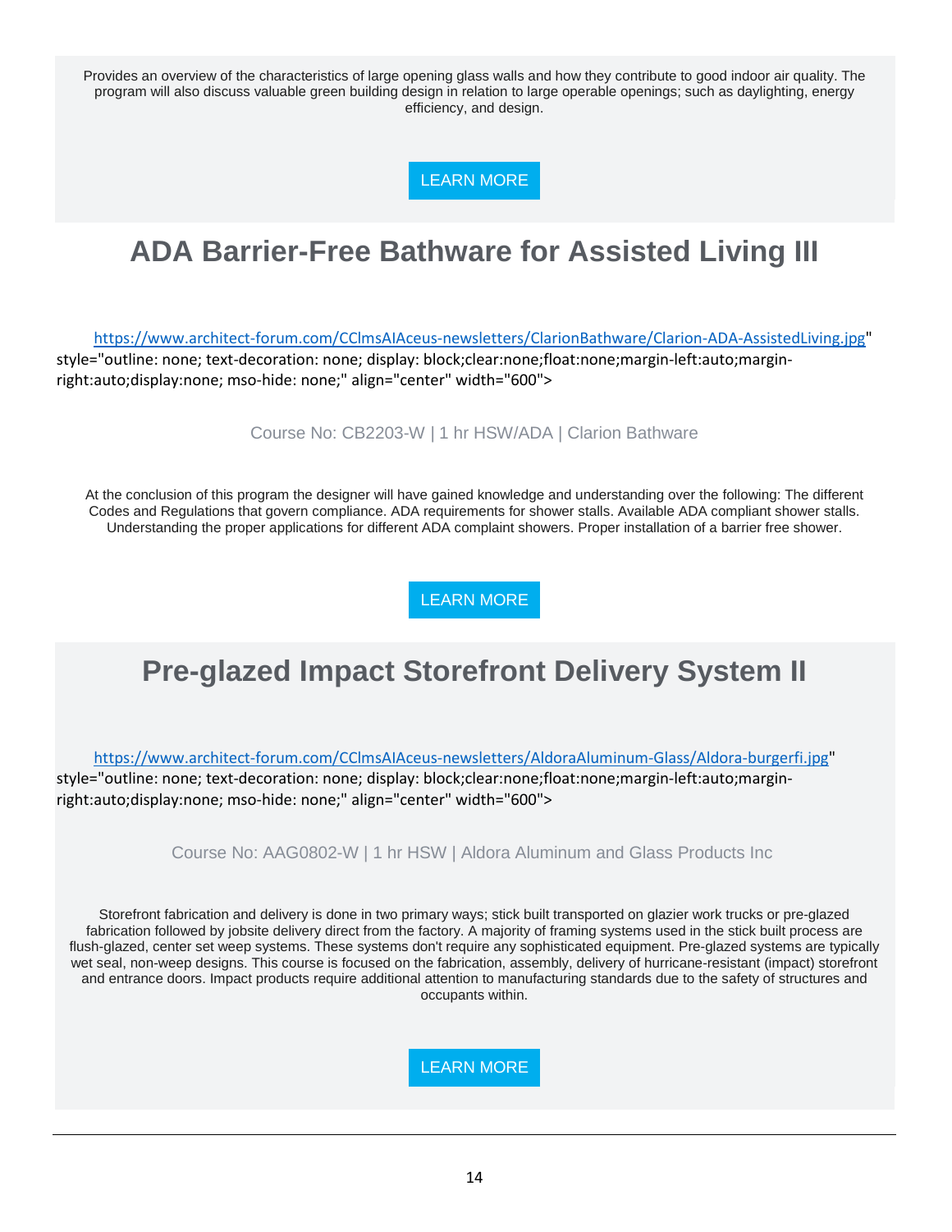Provides an overview of the characteristics of large opening glass walls and how they contribute to good indoor air quality. The program will also discuss valuable green building design in relation to large operable openings; such as daylighting, energy efficiency, and design.

LEARN MORE

# ADA Barrier-Free Bathware for Assisted Living III

https://www.architect-forum.com/CClmsAIAceus-newsletters/ClarionBathware/Clarion-ADA-AssistedLiving.jpg" style="outline: none; text-decoration: none; display: block;clear:none;float:none;margin-left:auto;margin-right:auto;display:none; mso-hide: none;" align="center" width="600">

Course No: CB2203-W | 1 hr HSW/ADA | Clarion Bathware

At the conclusion of this program the designer will have gained knowledge and understanding over the following: The different Codes and Regulations that govern compliance. ADA requirements for shower stalls. Available ADA compliant shower stalls. Understanding the proper applications for different ADA complaint showers. Proper installation of a barrier free shower.

LEARN MORE

# Pre-glazed Impact Storefront Delivery System II

https://www.architect-forum.com/CClmsAIAceus-newsletters/AldoraAluminum-Glass/Aldora-burgerfi.jpg" style="outline: none; text-decoration: none; display: block;clear:none;float:none;margin-left:auto;margin-right:auto;display:none; mso-hide: none;" align="center" width="600">

Course No: AAG0802-W | 1 hr HSW | Aldora Aluminum and Glass Products Inc

Storefront fabrication and delivery is done in two primary ways; stick built transported on glazier work trucks or pre-glazed fabrication followed by jobsite delivery direct from the factory. A majority of framing systems used in the stick built process are flush-glazed, center set weep systems. These systems don't require any sophisticated equipment. Pre-glazed systems are typically wet seal, non-weep designs. This course is focused on the fabrication, assembly, delivery of hurricane-resistant (impact) storefront and entrance doors. Impact products require additional attention to manufacturing standards due to the safety of structures and occupants within.

LEARN MORE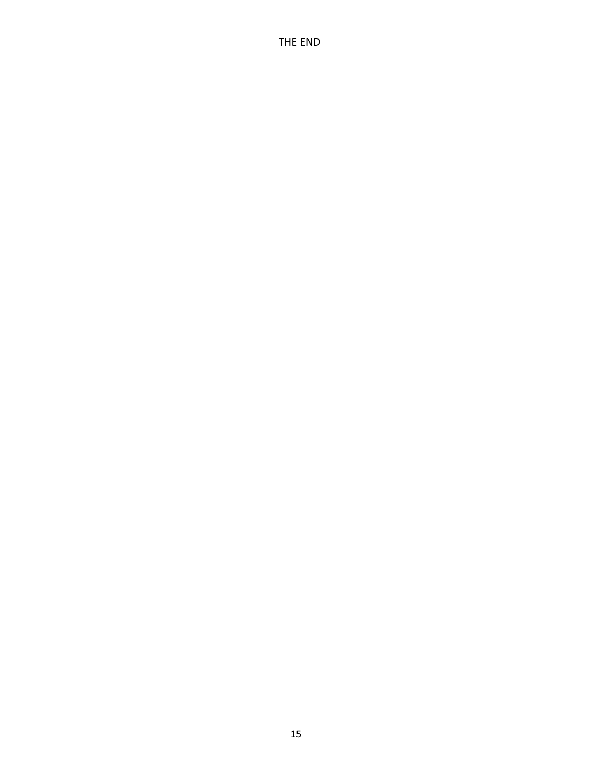THE END